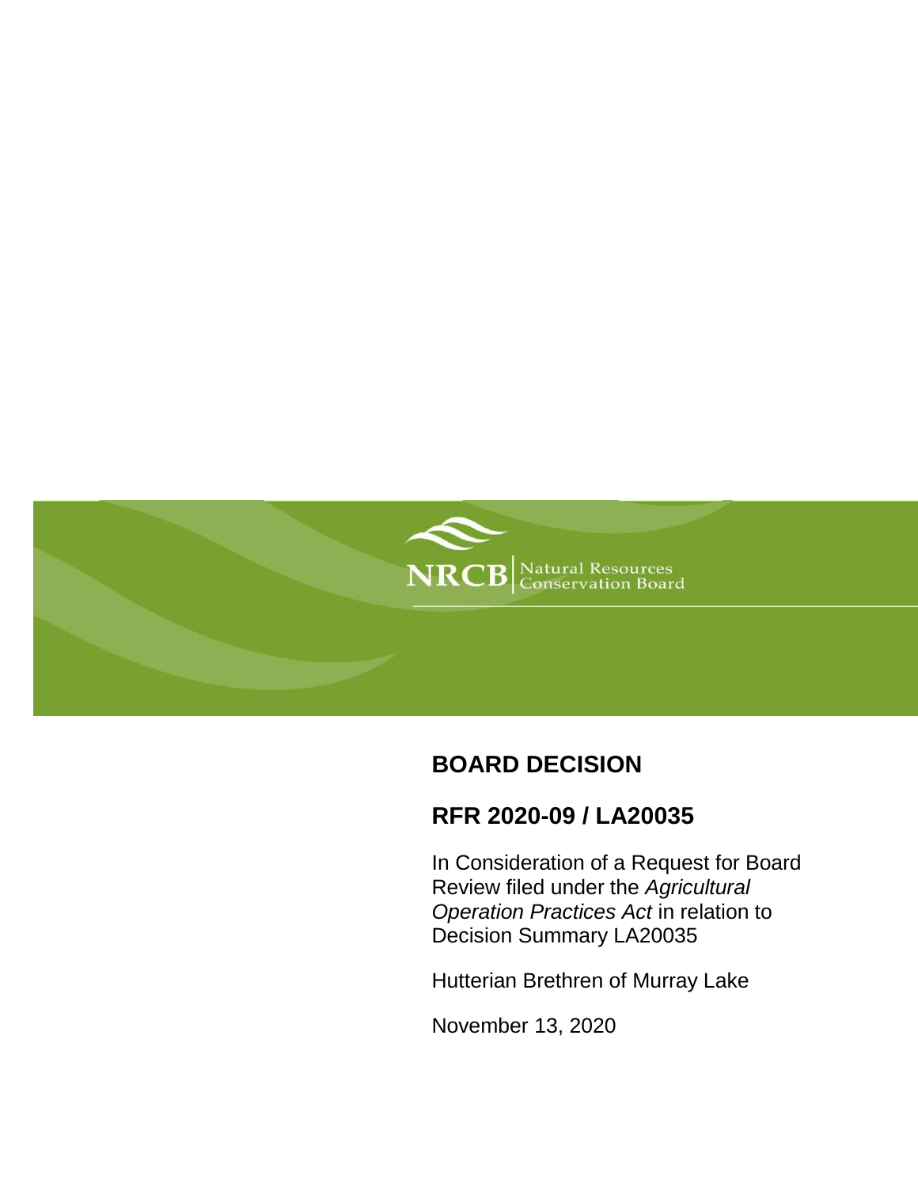NRCB | Natural Resources Conservation Board

# BOARD DECISION

## RFR 2020-09 / LA20035

In Consideration of a Request for Board Review filed under the *Agricultural Operation Practices Act* in relation to Decision Summary LA20035

Hutterian Brethren of Murray Lake

November 13, 2020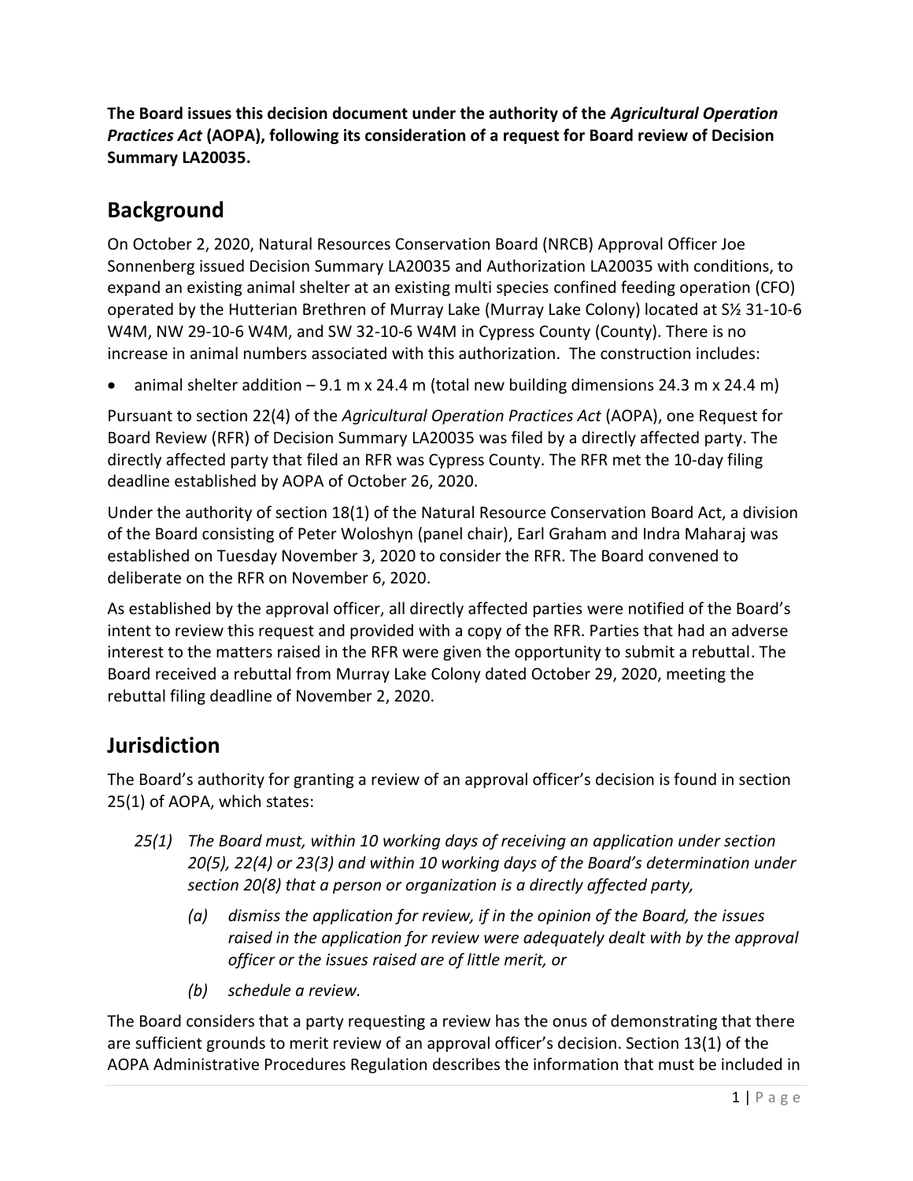**The Board issues this decision document under the authority of the *Agricultural Operation Practices Act* (AOPA), following its consideration of a request for Board review of Decision Summary LA20035.**

## Background

On October 2, 2020, Natural Resources Conservation Board (NRCB) Approval Officer Joe Sonnenberg issued Decision Summary LA20035 and Authorization LA20035 with conditions, to expand an existing animal shelter at an existing multi species confined feeding operation (CFO) operated by the Hutterian Brethren of Murray Lake (Murray Lake Colony) located at S½ 31-10-6 W4M, NW 29-10-6 W4M, and SW 32-10-6 W4M in Cypress County (County). There is no increase in animal numbers associated with this authorization. The construction includes:

- animal shelter addition – 9.1 m x 24.4 m (total new building dimensions 24.3 m x 24.4 m)

Pursuant to section 22(4) of the *Agricultural Operation Practices Act* (AOPA), one Request for Board Review (RFR) of Decision Summary LA20035 was filed by a directly affected party. The directly affected party that filed an RFR was Cypress County. The RFR met the 10-day filing deadline established by AOPA of October 26, 2020.

Under the authority of section 18(1) of the Natural Resource Conservation Board Act, a division of the Board consisting of Peter Woloshyn (panel chair), Earl Graham and Indra Maharaj was established on Tuesday November 3, 2020 to consider the RFR. The Board convened to deliberate on the RFR on November 6, 2020.

As established by the approval officer, all directly affected parties were notified of the Board's intent to review this request and provided with a copy of the RFR. Parties that had an adverse interest to the matters raised in the RFR were given the opportunity to submit a rebuttal. The Board received a rebuttal from Murray Lake Colony dated October 29, 2020, meeting the rebuttal filing deadline of November 2, 2020.

## Jurisdiction

The Board's authority for granting a review of an approval officer's decision is found in section 25(1) of AOPA, which states:

> *25(1) The Board must, within 10 working days of receiving an application under section 20(5), 22(4) or 23(3) and within 10 working days of the Board's determination under section 20(8) that a person or organization is a directly affected party,*
>
> *(a) dismiss the application for review, if in the opinion of the Board, the issues raised in the application for review were adequately dealt with by the approval officer or the issues raised are of little merit, or*
>
> *(b) schedule a review.*

The Board considers that a party requesting a review has the onus of demonstrating that there are sufficient grounds to merit review of an approval officer's decision. Section 13(1) of the AOPA Administrative Procedures Regulation describes the information that must be included in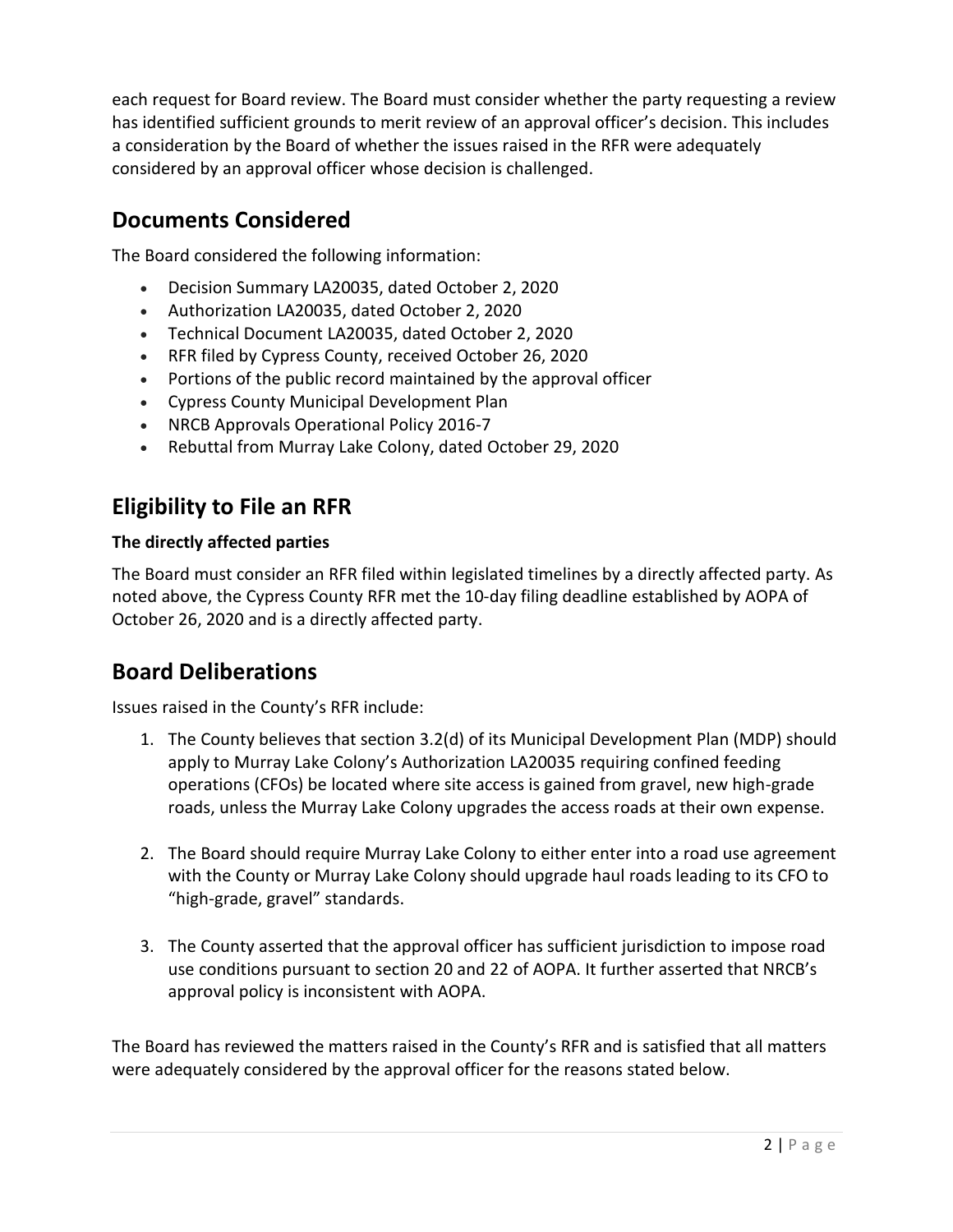each request for Board review. The Board must consider whether the party requesting a review has identified sufficient grounds to merit review of an approval officer's decision. This includes a consideration by the Board of whether the issues raised in the RFR were adequately considered by an approval officer whose decision is challenged.

## Documents Considered

The Board considered the following information:

- Decision Summary LA20035, dated October 2, 2020
- Authorization LA20035, dated October 2, 2020
- Technical Document LA20035, dated October 2, 2020
- RFR filed by Cypress County, received October 26, 2020
- Portions of the public record maintained by the approval officer
- Cypress County Municipal Development Plan
- NRCB Approvals Operational Policy 2016-7
- Rebuttal from Murray Lake Colony, dated October 29, 2020

## Eligibility to File an RFR

### The directly affected parties

The Board must consider an RFR filed within legislated timelines by a directly affected party. As noted above, the Cypress County RFR met the 10-day filing deadline established by AOPA of October 26, 2020 and is a directly affected party.

## Board Deliberations

Issues raised in the County's RFR include:

1. The County believes that section 3.2(d) of its Municipal Development Plan (MDP) should apply to Murray Lake Colony's Authorization LA20035 requiring confined feeding operations (CFOs) be located where site access is gained from gravel, new high-grade roads, unless the Murray Lake Colony upgrades the access roads at their own expense.

2. The Board should require Murray Lake Colony to either enter into a road use agreement with the County or Murray Lake Colony should upgrade haul roads leading to its CFO to "high-grade, gravel" standards.

3. The County asserted that the approval officer has sufficient jurisdiction to impose road use conditions pursuant to section 20 and 22 of AOPA. It further asserted that NRCB's approval policy is inconsistent with AOPA.

The Board has reviewed the matters raised in the County's RFR and is satisfied that all matters were adequately considered by the approval officer for the reasons stated below.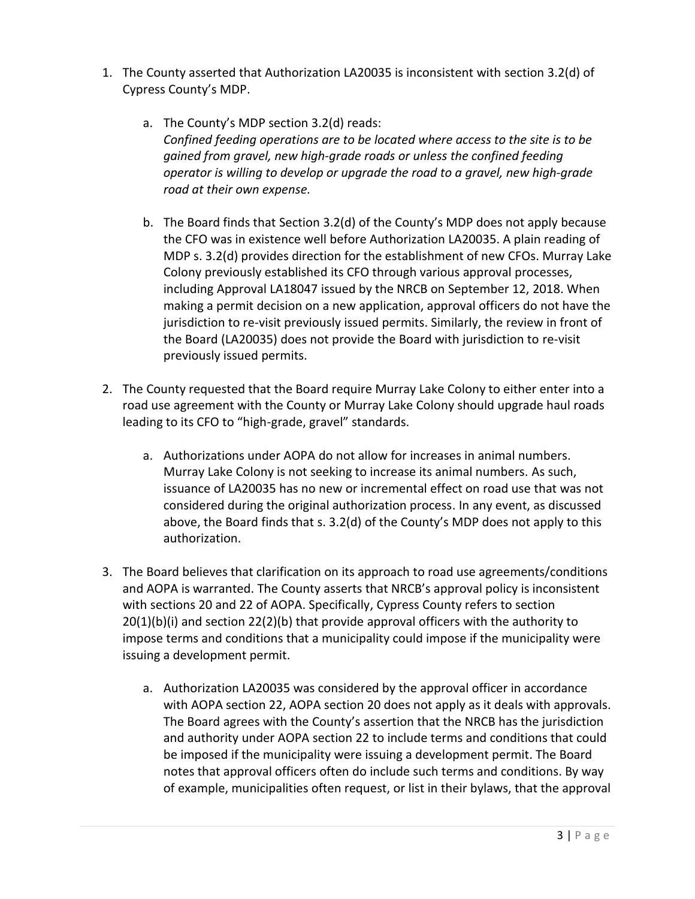1. The County asserted that Authorization LA20035 is inconsistent with section 3.2(d) of Cypress County's MDP.

    a. The County's MDP section 3.2(d) reads:
    *Confined feeding operations are to be located where access to the site is to be gained from gravel, new high-grade roads or unless the confined feeding operator is willing to develop or upgrade the road to a gravel, new high-grade road at their own expense.*

    b. The Board finds that Section 3.2(d) of the County's MDP does not apply because the CFO was in existence well before Authorization LA20035. A plain reading of MDP s. 3.2(d) provides direction for the establishment of new CFOs. Murray Lake Colony previously established its CFO through various approval processes, including Approval LA18047 issued by the NRCB on September 12, 2018. When making a permit decision on a new application, approval officers do not have the jurisdiction to re-visit previously issued permits. Similarly, the review in front of the Board (LA20035) does not provide the Board with jurisdiction to re-visit previously issued permits.

2. The County requested that the Board require Murray Lake Colony to either enter into a road use agreement with the County or Murray Lake Colony should upgrade haul roads leading to its CFO to "high-grade, gravel" standards.

    a. Authorizations under AOPA do not allow for increases in animal numbers. Murray Lake Colony is not seeking to increase its animal numbers. As such, issuance of LA20035 has no new or incremental effect on road use that was not considered during the original authorization process. In any event, as discussed above, the Board finds that s. 3.2(d) of the County's MDP does not apply to this authorization.

3. The Board believes that clarification on its approach to road use agreements/conditions and AOPA is warranted. The County asserts that NRCB's approval policy is inconsistent with sections 20 and 22 of AOPA. Specifically, Cypress County refers to section 20(1)(b)(i) and section 22(2)(b) that provide approval officers with the authority to impose terms and conditions that a municipality could impose if the municipality were issuing a development permit.

    a. Authorization LA20035 was considered by the approval officer in accordance with AOPA section 22, AOPA section 20 does not apply as it deals with approvals. The Board agrees with the County's assertion that the NRCB has the jurisdiction and authority under AOPA section 22 to include terms and conditions that could be imposed if the municipality were issuing a development permit. The Board notes that approval officers often do include such terms and conditions. By way of example, municipalities often request, or list in their bylaws, that the approval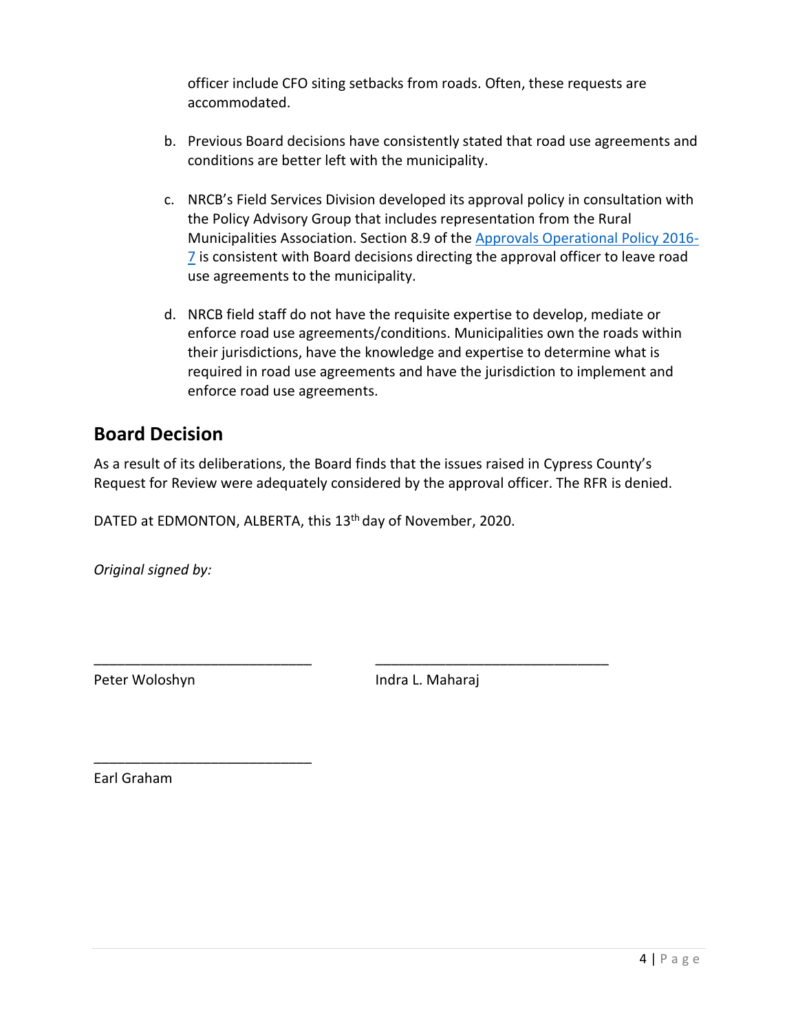officer include CFO siting setbacks from roads. Often, these requests are accommodated.

b. Previous Board decisions have consistently stated that road use agreements and conditions are better left with the municipality.

c. NRCB's Field Services Division developed its approval policy in consultation with the Policy Advisory Group that includes representation from the Rural Municipalities Association. Section 8.9 of the [Approvals Operational Policy 2016-7] is consistent with Board decisions directing the approval officer to leave road use agreements to the municipality.

d. NRCB field staff do not have the requisite expertise to develop, mediate or enforce road use agreements/conditions. Municipalities own the roads within their jurisdictions, have the knowledge and expertise to determine what is required in road use agreements and have the jurisdiction to implement and enforce road use agreements.

## Board Decision

As a result of its deliberations, the Board finds that the issues raised in Cypress County's Request for Review were adequately considered by the approval officer. The RFR is denied.

DATED at EDMONTON, ALBERTA, this 13th day of November, 2020.

*Original signed by:*

\_\_\_\_\_\_\_\_\_\_\_\_\_\_\_\_\_\_\_\_\_\_\_\_\_\_\_\_
Peter Woloshyn

\_\_\_\_\_\_\_\_\_\_\_\_\_\_\_\_\_\_\_\_\_\_\_\_\_\_\_\_
Indra L. Maharaj

\_\_\_\_\_\_\_\_\_\_\_\_\_\_\_\_\_\_\_\_\_\_\_\_\_\_\_\_
Earl Graham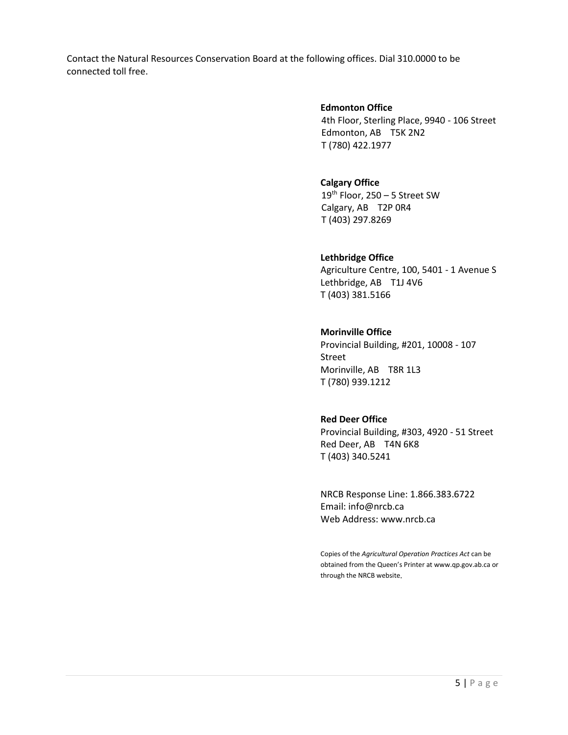Contact the Natural Resources Conservation Board at the following offices. Dial 310.0000 to be connected toll free.

**Edmonton Office**
4th Floor, Sterling Place, 9940 - 106 Street
Edmonton, AB T5K 2N2
T (780) 422.1977

**Calgary Office**
19th Floor, 250 – 5 Street SW
Calgary, AB T2P 0R4
T (403) 297.8269

**Lethbridge Office**
Agriculture Centre, 100, 5401 - 1 Avenue S
Lethbridge, AB T1J 4V6
T (403) 381.5166

**Morinville Office**
Provincial Building, #201, 10008 - 107 Street
Morinville, AB T8R 1L3
T (780) 939.1212

**Red Deer Office**
Provincial Building, #303, 4920 - 51 Street
Red Deer, AB T4N 6K8
T (403) 340.5241

NRCB Response Line: 1.866.383.6722
Email: info@nrcb.ca
Web Address: www.nrcb.ca

Copies of the *Agricultural Operation Practices Act* can be obtained from the Queen's Printer at www.qp.gov.ab.ca or through the NRCB website.